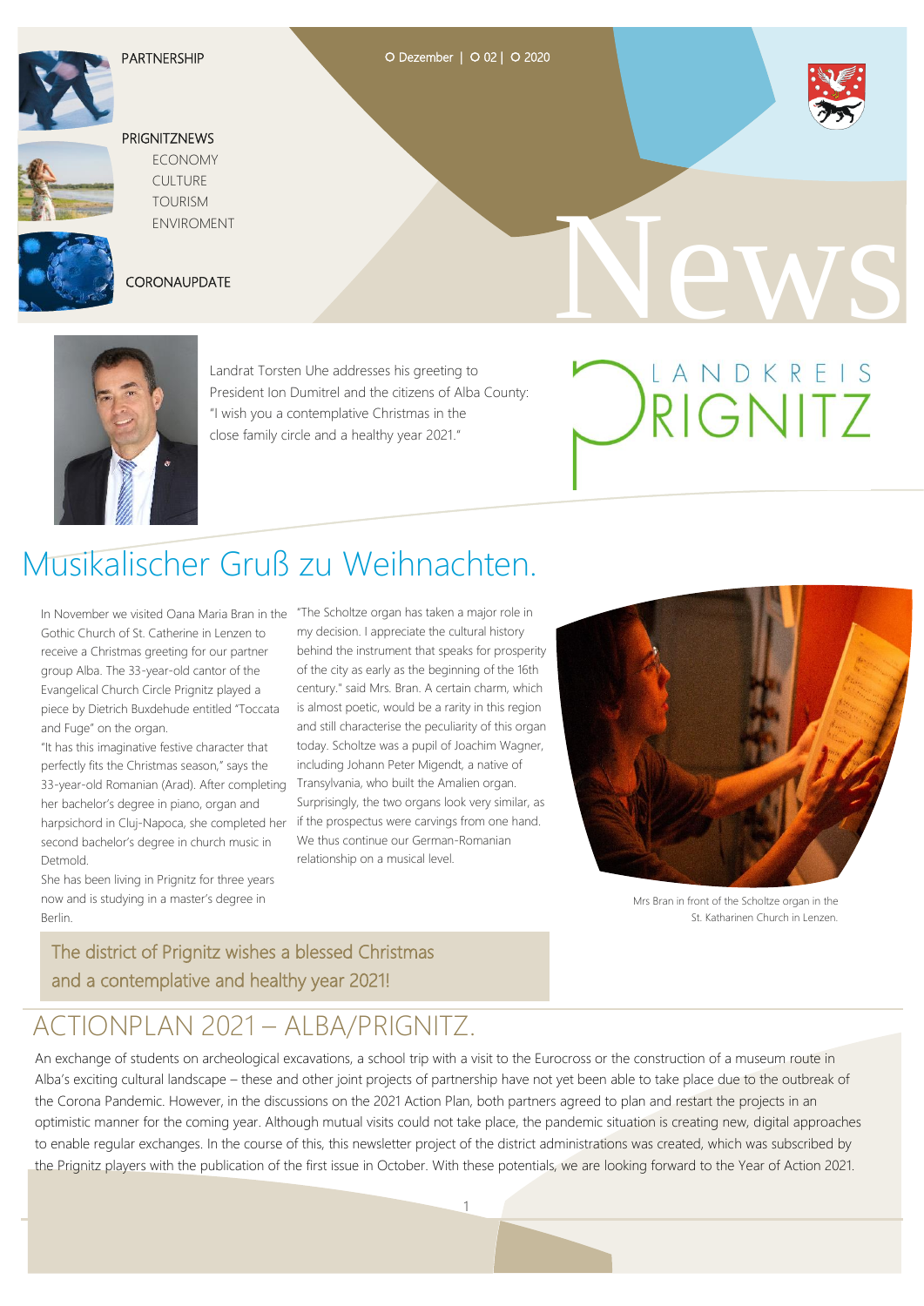PARTNERSHIP

PRIGNITZNEWS
- ECONOMY
- CULTURE
- TOURISM
- ENVIROMENT

CORONAUPDATE

Dezember | 02 | 2020

# News

LANDKREIS PRIGNITZ

Landrat Torsten Uhe addresses his greeting to President Ion Dumitrel and the citizens of Alba County: "I wish you a contemplative Christmas in the close family circle and a healthy year 2021."

## Musikalischer Gruß zu Weihnachten.

In November we visited Oana Maria Bran in the Gothic Church of St. Catherine in Lenzen to receive a Christmas greeting for our partner group Alba. The 33-year-old cantor of the Evangelical Church Circle Prignitz played a piece by Dietrich Buxdehude entitled "Toccata and Fuge" on the organ.

"It has this imaginative festive character that perfectly fits the Christmas season," says the 33-year-old Romanian (Arad). After completing her bachelor's degree in piano, organ and harpsichord in Cluj-Napoca, she completed her second bachelor's degree in church music in Detmold.

She has been living in Prignitz for three years now and is studying in a master's degree in Berlin.

"The Scholtze organ has taken a major role in my decision. I appreciate the cultural history behind the instrument that speaks for prosperity of the city as early as the beginning of the 16th century." said Mrs. Bran. A certain charm, which is almost poetic, would be a rarity in this region and still characterise the peculiarity of this organ today. Scholtze was a pupil of Joachim Wagner, including Johann Peter Migendt, a native of Transylvania, who built the Amalien organ. Surprisingly, the two organs look very similar, as if the prospectus were carvings from one hand. We thus continue our German-Romanian relationship on a musical level.

Mrs Bran in front of the Scholtze organ in the St. Katharinen Church in Lenzen.

The district of Prignitz wishes a blessed Christmas and a contemplative and healthy year 2021!

## ACTIONPLAN 2021 – ALBA/PRIGNITZ.

An exchange of students on archeological excavations, a school trip with a visit to the Eurocross or the construction of a museum route in Alba's exciting cultural landscape – these and other joint projects of partnership have not yet been able to take place due to the outbreak of the Corona Pandemic. However, in the discussions on the 2021 Action Plan, both partners agreed to plan and restart the projects in an optimistic manner for the coming year. Although mutual visits could not take place, the pandemic situation is creating new, digital approaches to enable regular exchanges. In the course of this, this newsletter project of the district administrations was created, which was subscribed by the Prignitz players with the publication of the first issue in October. With these potentials, we are looking forward to the Year of Action 2021.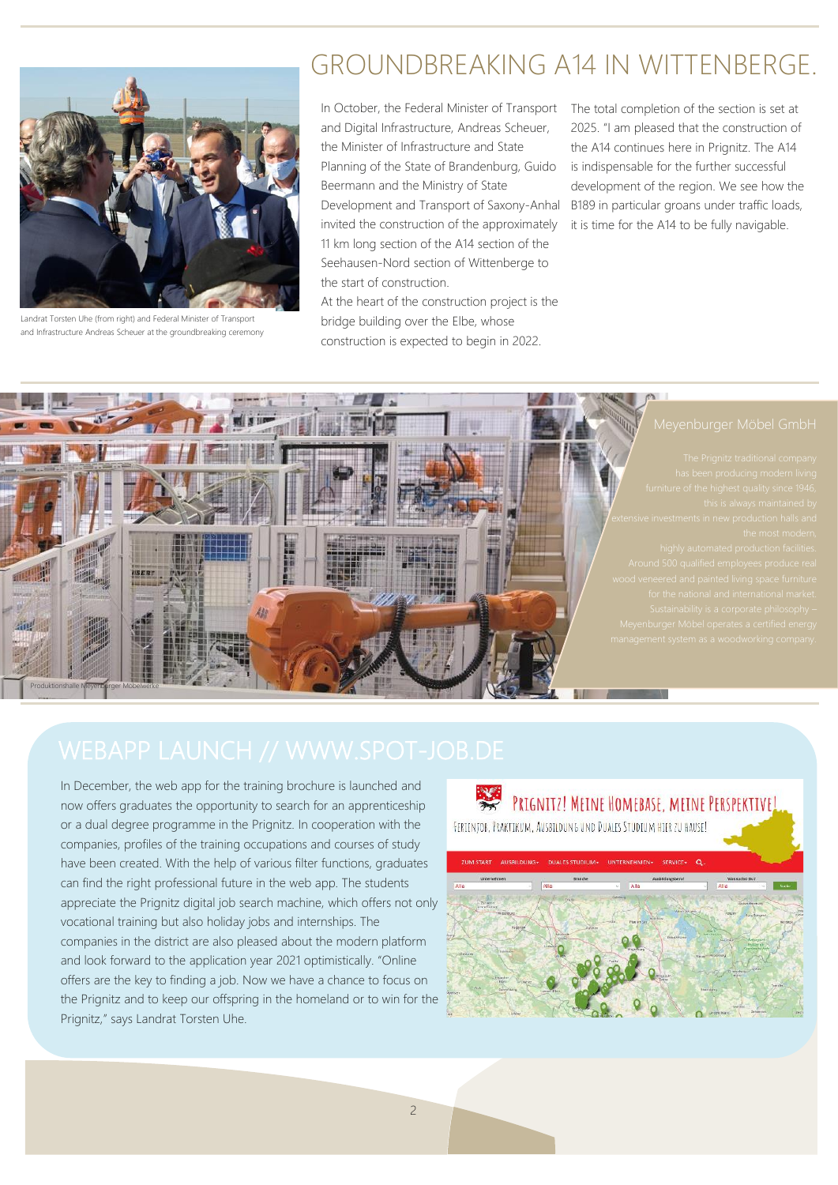# GROUNDBREAKING A14 IN WITTENBERGE.

Landrat Torsten Uhe (from right) and Federal Minister of Transport and Infrastructure Andreas Scheuer at the groundbreaking ceremony

In October, the Federal Minister of Transport and Digital Infrastructure, Andreas Scheuer, the Minister of Infrastructure and State Planning of the State of Brandenburg, Guido Beermann and the Ministry of State Development and Transport of Saxony-Anhal invited the construction of the approximately 11 km long section of the A14 section of the Seehausen-Nord section of Wittenberge to the start of construction.

At the heart of the construction project is the bridge building over the Elbe, whose construction is expected to begin in 2022.

The total completion of the section is set at 2025. "I am pleased that the construction of the A14 continues here in Prignitz. The A14 is indispensable for the further successful development of the region. We see how the B189 in particular groans under traffic loads, it is time for the A14 to be fully navigable.

Produktionshalle Meyenburger Möbelwerke

## Meyenburger Möbel GmbH

The Prignitz traditional company has been producing modern living furniture of the highest quality since 1946, this is always maintained by extensive investments in new production halls and the most modern, highly automated production facilities. Around 500 qualified employees produce real wood veneered and painted living space furniture for the national and international market. Sustainability is a corporate philosophy – Meyenburger Möbel operates a certified energy management system as a woodworking company.

# WEBAPP LAUNCH // WWW.SPOT-JOB.DE

In December, the web app for the training brochure is launched and now offers graduates the opportunity to search for an apprenticeship or a dual degree programme in the Prignitz. In cooperation with the companies, profiles of the training occupations and courses of study have been created. With the help of various filter functions, graduates can find the right professional future in the web app. The students appreciate the Prignitz digital job search machine, which offers not only vocational training but also holiday jobs and internships. The companies in the district are also pleased about the modern platform and look forward to the application year 2021 optimistically. "Online offers are the key to finding a job. Now we have a chance to focus on the Prignitz and to keep our offspring in the homeland or to win for the Prignitz," says Landrat Torsten Uhe.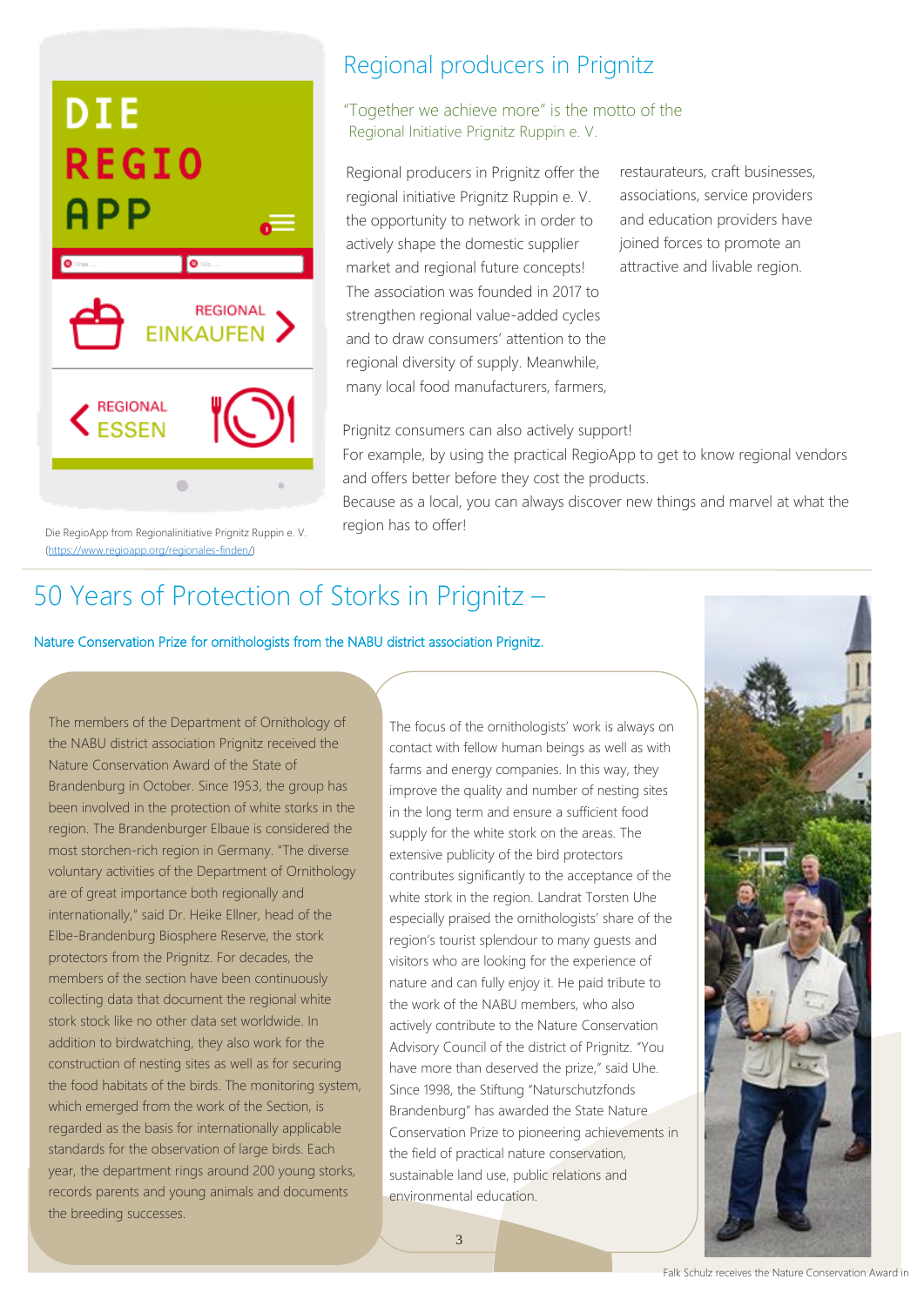Die RegioApp from Regionalinitiative Prignitz Ruppin e. V.
(https://www.regioapp.org/regionales-finden/)

## Regional producers in Prignitz

"Together we achieve more" is the motto of the Regional Initiative Prignitz Ruppin e. V.

Regional producers in Prignitz offer the regional initiative Prignitz Ruppin e. V. the opportunity to network in order to actively shape the domestic supplier market and regional future concepts! The association was founded in 2017 to strengthen regional value-added cycles and to draw consumers' attention to the regional diversity of supply. Meanwhile, many local food manufacturers, farmers, restaurateurs, craft businesses, associations, service providers and education providers have joined forces to promote an attractive and livable region.

Prignitz consumers can also actively support!
For example, by using the practical RegioApp to get to know regional vendors and offers better before they cost the products.
Because as a local, you can always discover new things and marvel at what the region has to offer!

## 50 Years of Protection of Storks in Prignitz –

Nature Conservation Prize for ornithologists from the NABU district association Prignitz.

The members of the Department of Ornithology of the NABU district association Prignitz received the Nature Conservation Award of the State of Brandenburg in October. Since 1953, the group has been involved in the protection of white storks in the region. The Brandenburger Elbaue is considered the most storchen-rich region in Germany. "The diverse voluntary activities of the Department of Ornithology are of great importance both regionally and internationally," said Dr. Heike Ellner, head of the Elbe-Brandenburg Biosphere Reserve, the stork protectors from the Prignitz. For decades, the members of the section have been continuously collecting data that document the regional white stork stock like no other data set worldwide. In addition to birdwatching, they also work for the construction of nesting sites as well as for securing the food habitats of the birds. The monitoring system, which emerged from the work of the Section, is regarded as the basis for internationally applicable standards for the observation of large birds. Each year, the department rings around 200 young storks, records parents and young animals and documents the breeding successes.

The focus of the ornithologists' work is always on contact with fellow human beings as well as with farms and energy companies. In this way, they improve the quality and number of nesting sites in the long term and ensure a sufficient food supply for the white stork on the areas. The extensive publicity of the bird protectors contributes significantly to the acceptance of the white stork in the region. Landrat Torsten Uhe especially praised the ornithologists' share of the region's tourist splendour to many guests and visitors who are looking for the experience of nature and can fully enjoy it. He paid tribute to the work of the NABU members, who also actively contribute to the Nature Conservation Advisory Council of the district of Prignitz. "You have more than deserved the prize," said Uhe. Since 1998, the Stiftung "Naturschutzfonds Brandenburg" has awarded the State Nature Conservation Prize to pioneering achievements in the field of practical nature conservation, sustainable land use, public relations and environmental education.

Falk Schulz receives the Nature Conservation Award in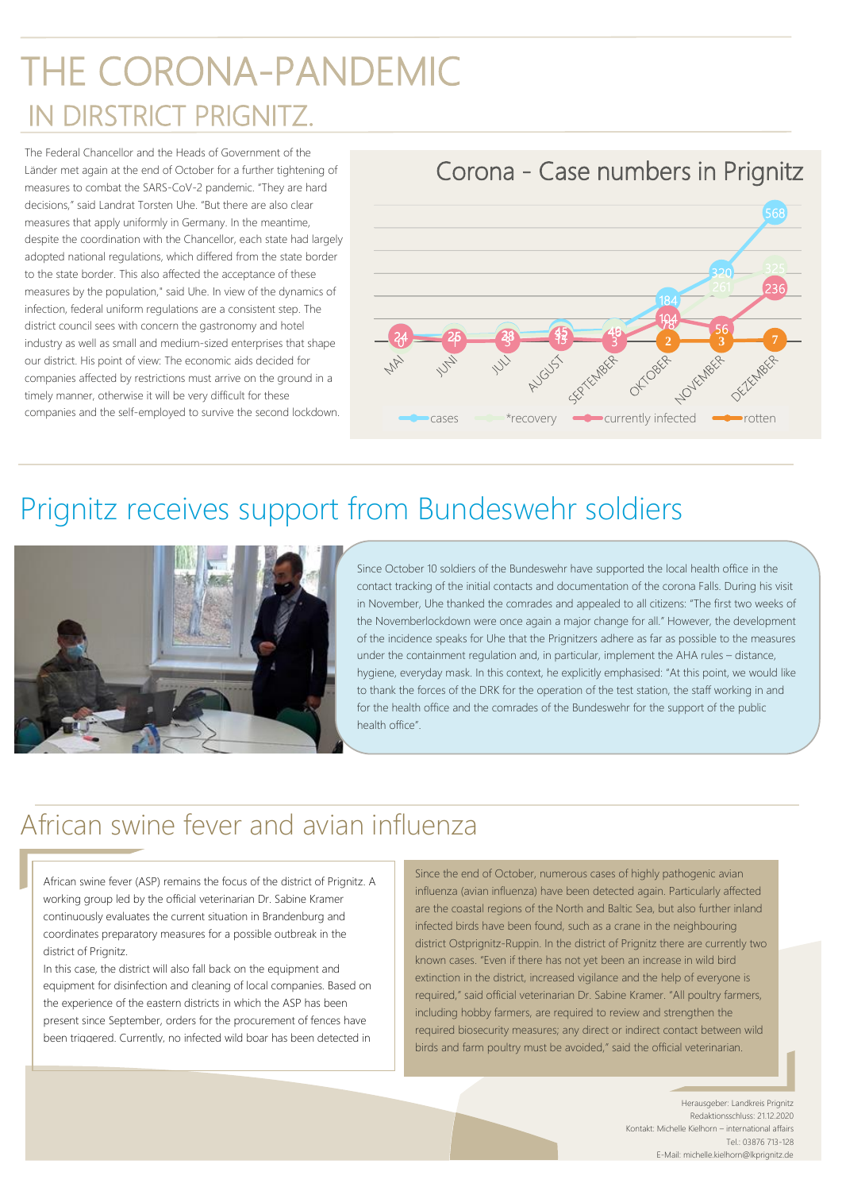# THE CORONA-PANDEMIC

## IN DIRSTRICT PRIGNITZ.

The Federal Chancellor and the Heads of Government of the Länder met again at the end of October for a further tightening of measures to combat the SARS-CoV-2 pandemic. "They are hard decisions," said Landrat Torsten Uhe. "But there are also clear measures that apply uniformly in Germany. In the meantime, despite the coordination with the Chancellor, each state had largely adopted national regulations, which differed from the state border to the state border. This also affected the acceptance of these measures by the population," said Uhe. In view of the dynamics of infection, federal uniform regulations are a consistent step. The district council sees with concern the gastronomy and hotel industry as well as small and medium-sized enterprises that shape our district. His point of view: The economic aids decided for companies affected by restrictions must arrive on the ground in a timely manner, otherwise it will be very difficult for these companies and the self-employed to survive the second lockdown.

Corona - Case numbers in Prignitz

MAI JUNI JULI AUGUST SEPTEMBER OKTOBER NOVEMBER DEZEMBER

24 0 26 1 28 3 45 13 48 3 184 104 78 2 320 261 56 3 568 325 236 7

cases *recovery currently infected rotten

# Prignitz receives support from Bundeswehr soldiers

Since October 10 soldiers of the Bundeswehr have supported the local health office in the contact tracking of the initial contacts and documentation of the corona Falls. During his visit in November, Uhe thanked the comrades and appealed to all citizens: "The first two weeks of the Novemberlockdown were once again a major change for all." However, the development of the incidence speaks for Uhe that the Prignitzers adhere as far as possible to the measures under the containment regulation and, in particular, implement the AHA rules – distance, hygiene, everyday mask. In this context, he explicitly emphasised: "At this point, we would like to thank the forces of the DRK for the operation of the test station, the staff working in and for the health office and the comrades of the Bundeswehr for the support of the public health office".

# African swine fever and avian influenza

African swine fever (ASP) remains the focus of the district of Prignitz. A working group led by the official veterinarian Dr. Sabine Kramer continuously evaluates the current situation in Brandenburg and coordinates preparatory measures for a possible outbreak in the district of Prignitz.
In this case, the district will also fall back on the equipment and equipment for disinfection and cleaning of local companies. Based on the experience of the eastern districts in which the ASP has been present since September, orders for the procurement of fences have been triggered. Currently, no infected wild boar has been detected in

Since the end of October, numerous cases of highly pathogenic avian influenza (avian influenza) have been detected again. Particularly affected are the coastal regions of the North and Baltic Sea, but also further inland infected birds have been found, such as a crane in the neighbouring district Ostprignitz-Ruppin. In the district of Prignitz there are currently two known cases. "Even if there has not yet been an increase in wild bird extinction in the district, increased vigilance and the help of everyone is required," said official veterinarian Dr. Sabine Kramer. "All poultry farmers, including hobby farmers, are required to review and strengthen the required biosecurity measures; any direct or indirect contact between wild birds and farm poultry must be avoided," said the official veterinarian.

Herausgeber: Landkreis Prignitz
Redaktionsschluss: 21.12.2020
Kontakt: Michelle Kielhorn – international affairs
Tel.: 03876 713-128
E-Mail: michelle.kielhorn@lkprignitz.de